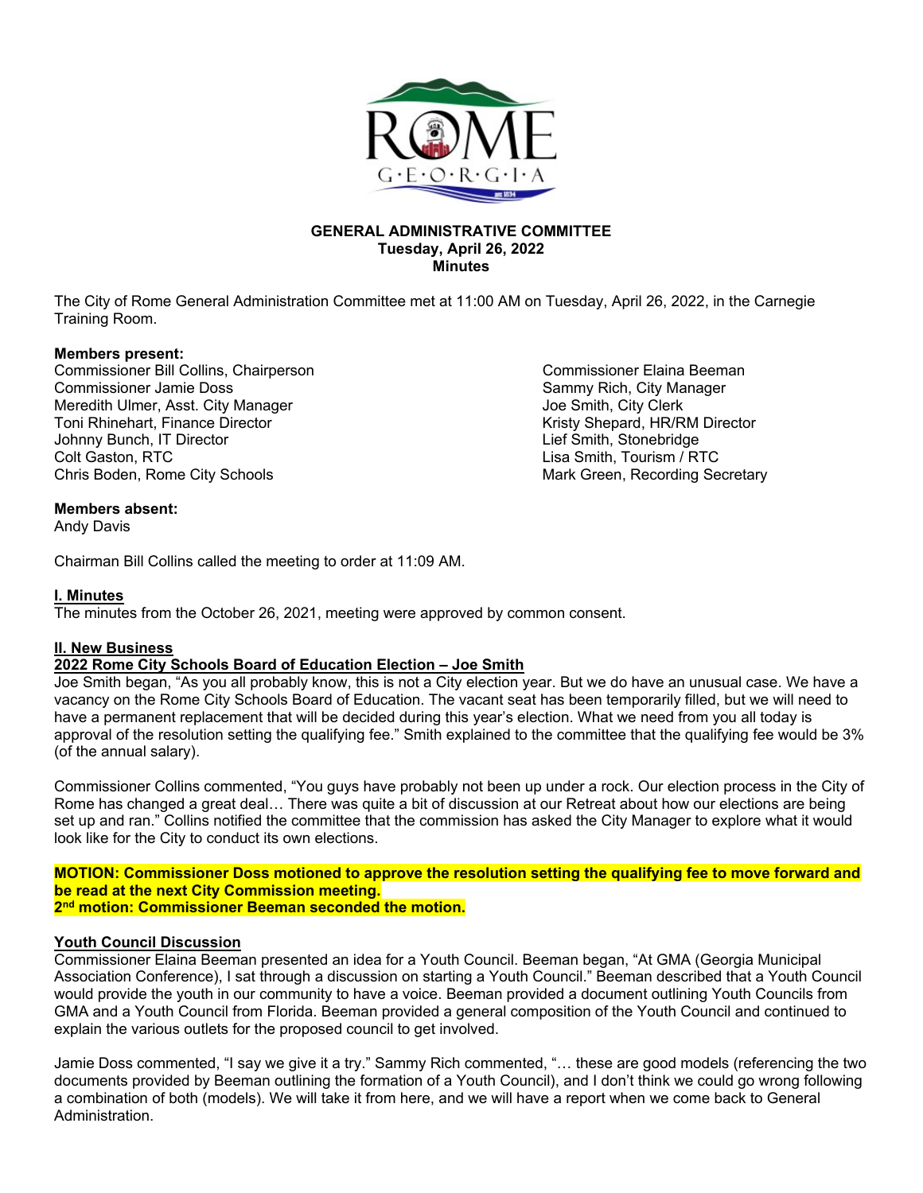# GENERAL ADMINISTRATIVE COMMITTEE

**Tuesday, April 26, 2022**
**Minutes**

The City of Rome General Administration Committee met at 11:00 AM on Tuesday, April 26, 2022, in the Carnegie Training Room.

**Members present:**

Commissioner Bill Collins, Chairperson
Commissioner Jamie Doss
Meredith Ulmer, Asst. City Manager
Toni Rhinehart, Finance Director
Johnny Bunch, IT Director
Colt Gaston, RTC
Chris Boden, Rome City Schools
Commissioner Elaina Beeman
Sammy Rich, City Manager
Joe Smith, City Clerk
Kristy Shepard, HR/RM Director
Lief Smith, Stonebridge
Lisa Smith, Tourism / RTC
Mark Green, Recording Secretary

**Members absent:**

Andy Davis

Chairman Bill Collins called the meeting to order at 11:09 AM.

## I. Minutes

The minutes from the October 26, 2021, meeting were approved by common consent.

## II. New Business

### 2022 Rome City Schools Board of Education Election – Joe Smith

Joe Smith began, "As you all probably know, this is not a City election year. But we do have an unusual case. We have a vacancy on the Rome City Schools Board of Education. The vacant seat has been temporarily filled, but we will need to have a permanent replacement that will be decided during this year's election. What we need from you all today is approval of the resolution setting the qualifying fee." Smith explained to the committee that the qualifying fee would be 3% (of the annual salary).

Commissioner Collins commented, "You guys have probably not been up under a rock. Our election process in the City of Rome has changed a great deal… There was quite a bit of discussion at our Retreat about how our elections are being set up and ran." Collins notified the committee that the commission has asked the City Manager to explore what it would look like for the City to conduct its own elections.

**MOTION: Commissioner Doss motioned to approve the resolution setting the qualifying fee to move forward and be read at the next City Commission meeting.**
**2nd motion: Commissioner Beeman seconded the motion.**

### Youth Council Discussion

Commissioner Elaina Beeman presented an idea for a Youth Council. Beeman began, "At GMA (Georgia Municipal Association Conference), I sat through a discussion on starting a Youth Council." Beeman described that a Youth Council would provide the youth in our community to have a voice. Beeman provided a document outlining Youth Councils from GMA and a Youth Council from Florida. Beeman provided a general composition of the Youth Council and continued to explain the various outlets for the proposed council to get involved.

Jamie Doss commented, "I say we give it a try." Sammy Rich commented, "… these are good models (referencing the two documents provided by Beeman outlining the formation of a Youth Council), and I don't think we could go wrong following a combination of both (models). We will take it from here, and we will have a report when we come back to General Administration.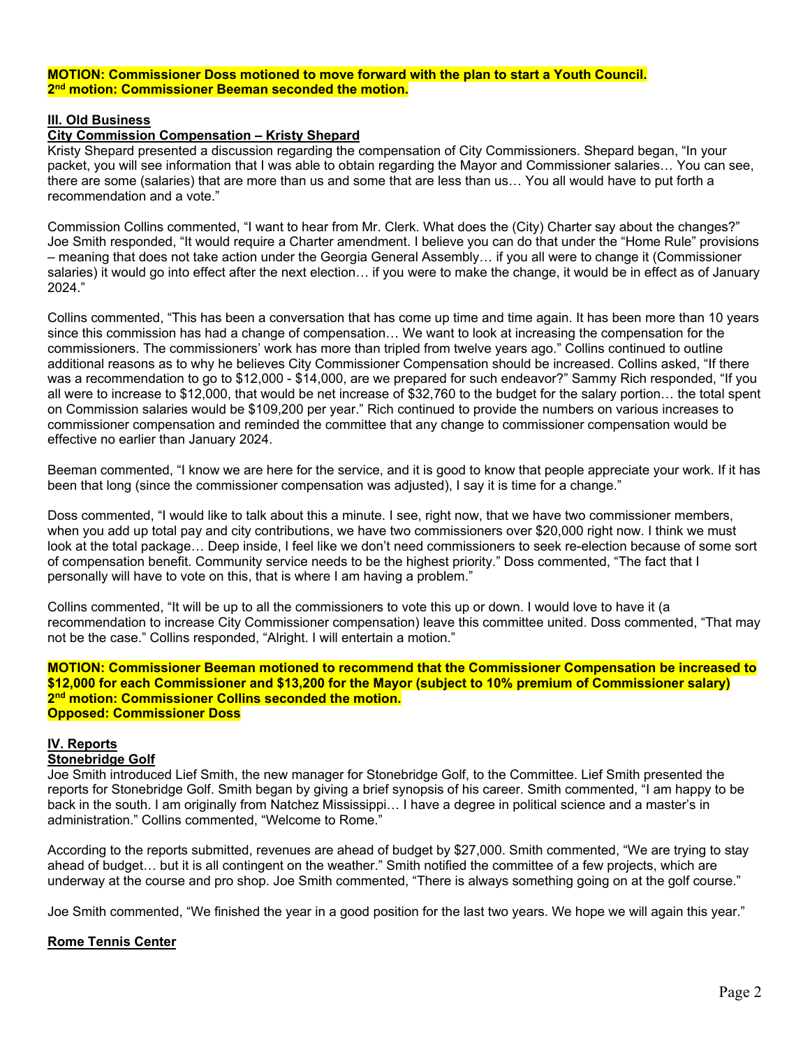**MOTION: Commissioner Doss motioned to move forward with the plan to start a Youth Council.**
**2nd motion: Commissioner Beeman seconded the motion.**

## III. Old Business

### City Commission Compensation – Kristy Shepard

Kristy Shepard presented a discussion regarding the compensation of City Commissioners. Shepard began, "In your packet, you will see information that I was able to obtain regarding the Mayor and Commissioner salaries… You can see, there are some (salaries) that are more than us and some that are less than us… You all would have to put forth a recommendation and a vote."

Commission Collins commented, "I want to hear from Mr. Clerk. What does the (City) Charter say about the changes?" Joe Smith responded, "It would require a Charter amendment. I believe you can do that under the "Home Rule" provisions – meaning that does not take action under the Georgia General Assembly… if you all were to change it (Commissioner salaries) it would go into effect after the next election… if you were to make the change, it would be in effect as of January 2024."

Collins commented, "This has been a conversation that has come up time and time again. It has been more than 10 years since this commission has had a change of compensation… We want to look at increasing the compensation for the commissioners. The commissioners' work has more than tripled from twelve years ago." Collins continued to outline additional reasons as to why he believes City Commissioner Compensation should be increased. Collins asked, "If there was a recommendation to go to $12,000 - $14,000, are we prepared for such endeavor?" Sammy Rich responded, "If you all were to increase to $12,000, that would be net increase of $32,760 to the budget for the salary portion… the total spent on Commission salaries would be $109,200 per year." Rich continued to provide the numbers on various increases to commissioner compensation and reminded the committee that any change to commissioner compensation would be effective no earlier than January 2024.

Beeman commented, "I know we are here for the service, and it is good to know that people appreciate your work. If it has been that long (since the commissioner compensation was adjusted), I say it is time for a change."

Doss commented, "I would like to talk about this a minute. I see, right now, that we have two commissioner members, when you add up total pay and city contributions, we have two commissioners over $20,000 right now. I think we must look at the total package… Deep inside, I feel like we don't need commissioners to seek re-election because of some sort of compensation benefit. Community service needs to be the highest priority." Doss commented, "The fact that I personally will have to vote on this, that is where I am having a problem."

Collins commented, "It will be up to all the commissioners to vote this up or down. I would love to have it (a recommendation to increase City Commissioner compensation) leave this committee united. Doss commented, "That may not be the case." Collins responded, "Alright. I will entertain a motion."

**MOTION: Commissioner Beeman motioned to recommend that the Commissioner Compensation be increased to $12,000 for each Commissioner and $13,200 for the Mayor (subject to 10% premium of Commissioner salary)**
**2nd motion: Commissioner Collins seconded the motion.**
**Opposed: Commissioner Doss**

## IV. Reports

### Stonebridge Golf

Joe Smith introduced Lief Smith, the new manager for Stonebridge Golf, to the Committee. Lief Smith presented the reports for Stonebridge Golf. Smith began by giving a brief synopsis of his career. Smith commented, "I am happy to be back in the south. I am originally from Natchez Mississippi… I have a degree in political science and a master's in administration." Collins commented, "Welcome to Rome."

According to the reports submitted, revenues are ahead of budget by $27,000. Smith commented, "We are trying to stay ahead of budget… but it is all contingent on the weather." Smith notified the committee of a few projects, which are underway at the course and pro shop. Joe Smith commented, "There is always something going on at the golf course."

Joe Smith commented, "We finished the year in a good position for the last two years. We hope we will again this year."

### Rome Tennis Center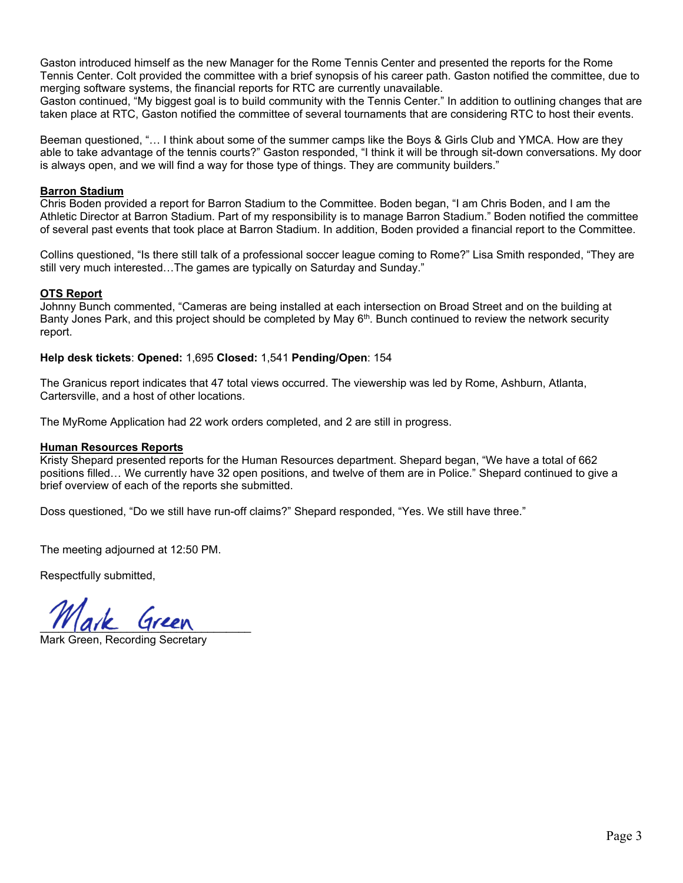Gaston introduced himself as the new Manager for the Rome Tennis Center and presented the reports for the Rome Tennis Center. Colt provided the committee with a brief synopsis of his career path. Gaston notified the committee, due to merging software systems, the financial reports for RTC are currently unavailable.
Gaston continued, "My biggest goal is to build community with the Tennis Center." In addition to outlining changes that are taken place at RTC, Gaston notified the committee of several tournaments that are considering RTC to host their events.

Beeman questioned, "… I think about some of the summer camps like the Boys & Girls Club and YMCA. How are they able to take advantage of the tennis courts?" Gaston responded, "I think it will be through sit-down conversations. My door is always open, and we will find a way for those type of things. They are community builders."

**Barron Stadium**
Chris Boden provided a report for Barron Stadium to the Committee. Boden began, "I am Chris Boden, and I am the Athletic Director at Barron Stadium. Part of my responsibility is to manage Barron Stadium." Boden notified the committee of several past events that took place at Barron Stadium. In addition, Boden provided a financial report to the Committee.

Collins questioned, "Is there still talk of a professional soccer league coming to Rome?" Lisa Smith responded, "They are still very much interested…The games are typically on Saturday and Sunday."

**OTS Report**
Johnny Bunch commented, "Cameras are being installed at each intersection on Broad Street and on the building at Banty Jones Park, and this project should be completed by May 6th. Bunch continued to review the network security report.

**Help desk tickets**: **Opened:** 1,695 **Closed:** 1,541 **Pending/Open**: 154

The Granicus report indicates that 47 total views occurred. The viewership was led by Rome, Ashburn, Atlanta, Cartersville, and a host of other locations.

The MyRome Application had 22 work orders completed, and 2 are still in progress.

**Human Resources Reports**
Kristy Shepard presented reports for the Human Resources department. Shepard began, "We have a total of 662 positions filled… We currently have 32 open positions, and twelve of them are in Police." Shepard continued to give a brief overview of each of the reports she submitted.

Doss questioned, "Do we still have run-off claims?" Shepard responded, "Yes. We still have three."

The meeting adjourned at 12:50 PM.

Respectfully submitted,

Mark Green

Mark Green, Recording Secretary